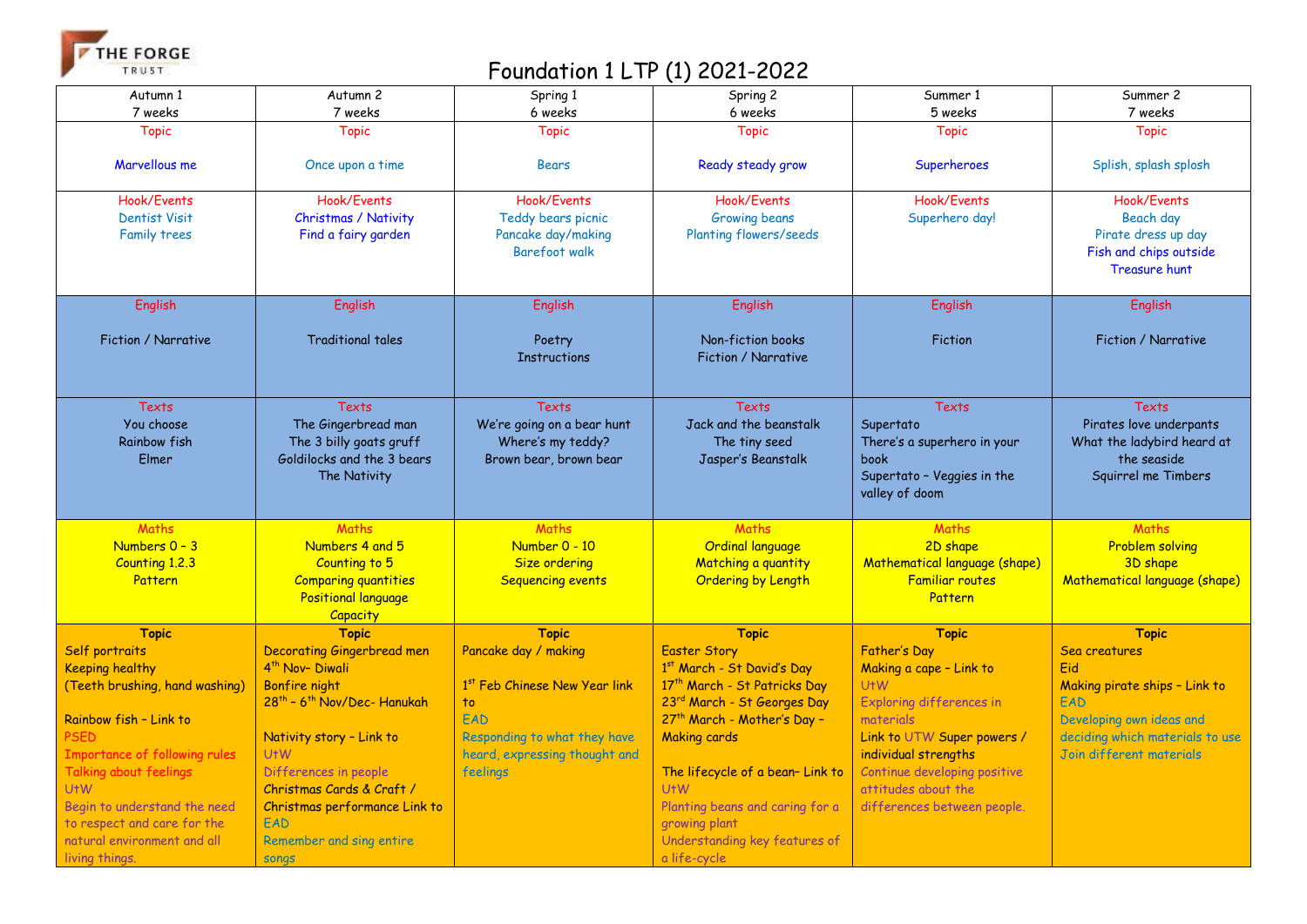THE FORGE TRUST

# Foundation 1 LTP (1) 2021-2022

| Autumn 1<br>7 weeks | Autumn 2<br>7 weeks | Spring 1<br>6 weeks | Spring 2<br>6 weeks | Summer 1<br>5 weeks | Summer 2<br>7 weeks |
|---|---|---|---|---|---|
| Topic<br><br>Marvellous me | Topic<br><br>Once upon a time | Topic<br><br>Bears | Topic<br><br>Ready steady grow | Topic<br><br>Superheroes | Topic<br><br>Splish, splash splosh |
| Hook/Events<br>Dentist Visit<br>Family trees | Hook/Events<br>Christmas / Nativity<br>Find a fairy garden | Hook/Events<br>Teddy bears picnic<br>Pancake day/making<br>Barefoot walk | Hook/Events<br>Growing beans<br>Planting flowers/seeds | Hook/Events<br>Superhero day! | Hook/Events<br>Beach day<br>Pirate dress up day<br>Fish and chips outside<br>Treasure hunt |
| English<br><br>Fiction / Narrative | English<br><br>Traditional tales | English<br><br>Poetry<br>Instructions | English<br><br>Non-fiction books<br>Fiction / Narrative | English<br><br>Fiction | English<br><br>Fiction / Narrative |
| Texts<br>You choose<br>Rainbow fish<br>Elmer | Texts<br>The Gingerbread man<br>The 3 billy goats gruff<br>Goldilocks and the 3 bears<br>The Nativity | Texts<br>We're going on a bear hunt<br>Where's my teddy?<br>Brown bear, brown bear | Texts<br>Jack and the beanstalk<br>The tiny seed<br>Jasper's Beanstalk | Texts<br>Supertato<br>There's a superhero in your book<br>Supertato – Veggies in the valley of doom | Texts<br>Pirates love underpants<br>What the ladybird heard at the seaside<br>Squirrel me Timbers |
| Maths<br>Numbers 0 – 3<br>Counting 1.2.3<br>Pattern | Maths<br>Numbers 4 and 5<br>Counting to 5<br>Comparing quantities<br>Positional language<br>Capacity | Maths<br>Number 0 - 10<br>Size ordering<br>Sequencing events | Maths<br>Ordinal language<br>Matching a quantity<br>Ordering by Length | Maths<br>2D shape<br>Mathematical language (shape)<br>Familiar routes<br>Pattern | Maths<br>Problem solving<br>3D shape<br>Mathematical language (shape) |
| **Topic**<br>Self portraits<br>Keeping healthy<br>(Teeth brushing, hand washing)<br><br>Rainbow fish – Link to<br>PSED<br>Importance of following rules<br>Talking about feelings<br>UtW<br>Begin to understand the need to respect and care for the natural environment and all living things. | **Topic**<br>Decorating Gingerbread men<br>4th Nov– Diwali<br>Bonfire night<br>28th – 6th Nov/Dec- Hanukah<br><br>Nativity story – Link to<br>UtW<br>Differences in people<br>Christmas Cards & Craft / Christmas performance Link to<br>EAD<br>Remember and sing entire songs | **Topic**<br>Pancake day / making<br><br>1st Feb Chinese New Year link to<br>EAD<br>Responding to what they have heard, expressing thought and feelings | **Topic**<br>Easter Story<br>1st March - St David's Day<br>17th March - St Patricks Day<br>23rd March - St Georges Day<br>27th March - Mother's Day – Making cards<br><br>The lifecycle of a bean– Link to<br>UtW<br>Planting beans and caring for a growing plant<br>Understanding key features of a life-cycle | **Topic**<br>Father's Day<br>Making a cape – Link to<br>UtW<br>Exploring differences in materials<br>Link to UTW Super powers / individual strengths<br>Continue developing positive attitudes about the differences between people. | **Topic**<br>Sea creatures<br>Eid<br>Making pirate ships – Link to<br>EAD<br>Developing own ideas and deciding which materials to use<br>Join different materials |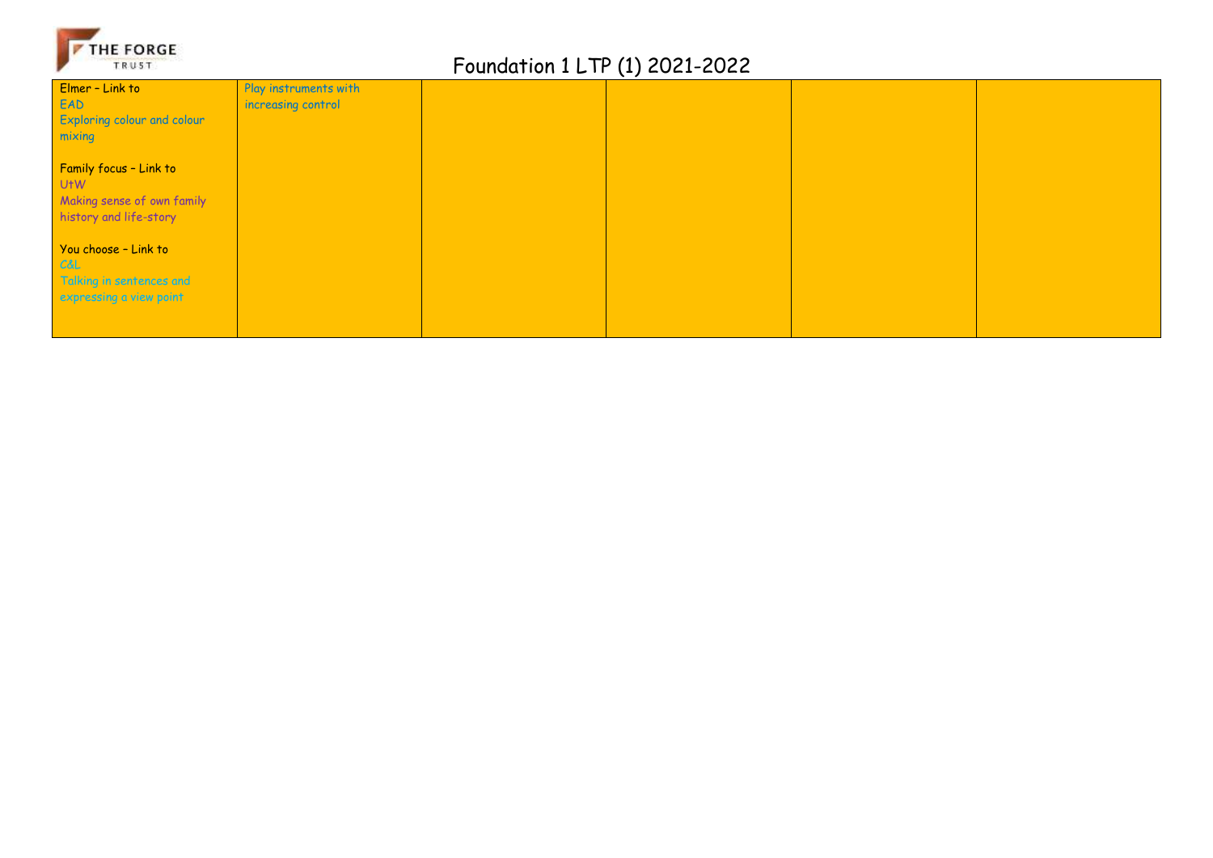# Foundation 1 LTP (1) 2021-2022

| | | | | | |
|---|---|---|---|---|---|
| Elmer – Link to<br>EAD<br>Exploring colour and colour mixing<br><br>Family focus – Link to<br>UtW<br>Making sense of own family history and life-story<br><br>You choose – Link to<br>C&L<br>Talking in sentences and expressing a view point | Play instruments with increasing control | | | | |